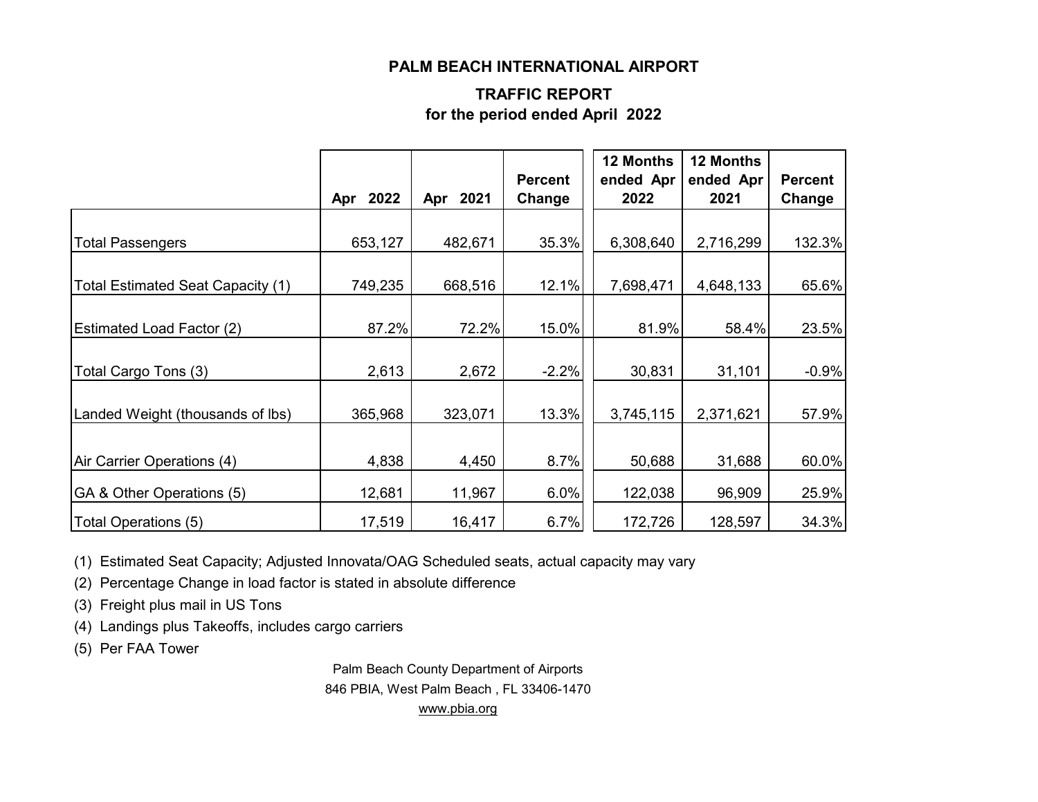# PALM BEACH INTERNATIONAL AIRPORT

## TRAFFIC REPORT
## for the period ended April 2022

| | Apr 2022 | Apr 2021 | Percent Change | 12 Months ended Apr 2022 | 12 Months ended Apr 2021 | Percent Change |
|---|---|---|---|---|---|---|
| Total Passengers | 653,127 | 482,671 | 35.3% | 6,308,640 | 2,716,299 | 132.3% |
| Total Estimated Seat Capacity (1) | 749,235 | 668,516 | 12.1% | 7,698,471 | 4,648,133 | 65.6% |
| Estimated Load Factor (2) | 87.2% | 72.2% | 15.0% | 81.9% | 58.4% | 23.5% |
| Total Cargo Tons (3) | 2,613 | 2,672 | -2.2% | 30,831 | 31,101 | -0.9% |
| Landed Weight (thousands of lbs) | 365,968 | 323,071 | 13.3% | 3,745,115 | 2,371,621 | 57.9% |
| Air Carrier Operations (4) | 4,838 | 4,450 | 8.7% | 50,688 | 31,688 | 60.0% |
| GA & Other Operations (5) | 12,681 | 11,967 | 6.0% | 122,038 | 96,909 | 25.9% |
| Total Operations (5) | 17,519 | 16,417 | 6.7% | 172,726 | 128,597 | 34.3% |

(1) Estimated Seat Capacity; Adjusted Innovata/OAG Scheduled seats, actual capacity may vary

(2) Percentage Change in load factor is stated in absolute difference

(3) Freight plus mail in US Tons

(4) Landings plus Takeoffs, includes cargo carriers

(5) Per FAA Tower

Palm Beach County Department of Airports
846 PBIA, West Palm Beach , FL 33406-1470
www.pbia.org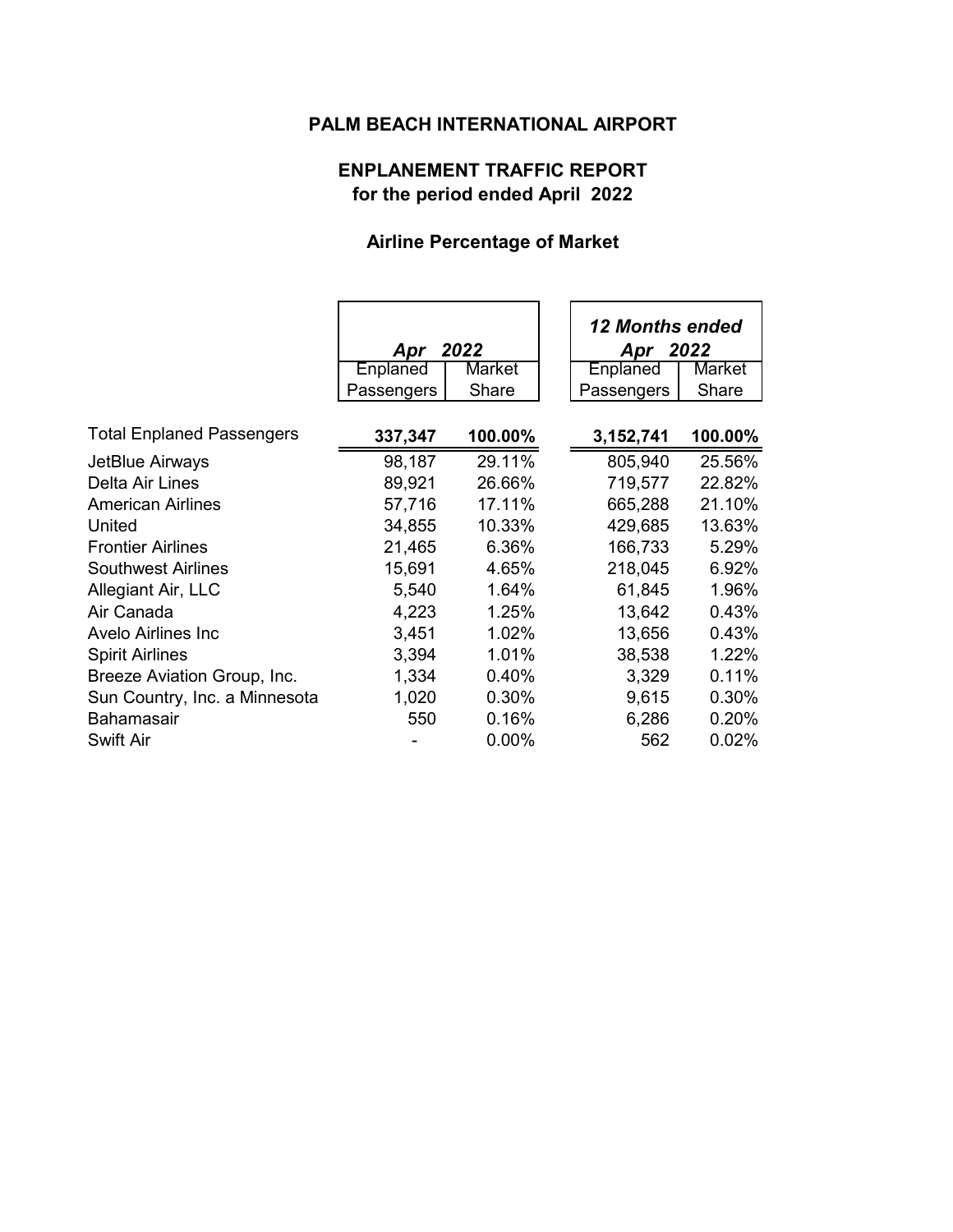# PALM BEACH INTERNATIONAL AIRPORT

## ENPLANEMENT TRAFFIC REPORT
## for the period ended April 2022

### Airline Percentage of Market

| | *Apr 2022* | | *12 Months ended Apr 2022* | |
|---|---|---|---|---|
| | Enplaned Passengers | Market Share | Enplaned Passengers | Market Share |
| **Total Enplaned Passengers** | **337,347** | **100.00%** | **3,152,741** | **100.00%** |
| JetBlue Airways | 98,187 | 29.11% | 805,940 | 25.56% |
| Delta Air Lines | 89,921 | 26.66% | 719,577 | 22.82% |
| American Airlines | 57,716 | 17.11% | 665,288 | 21.10% |
| United | 34,855 | 10.33% | 429,685 | 13.63% |
| Frontier Airlines | 21,465 | 6.36% | 166,733 | 5.29% |
| Southwest Airlines | 15,691 | 4.65% | 218,045 | 6.92% |
| Allegiant Air, LLC | 5,540 | 1.64% | 61,845 | 1.96% |
| Air Canada | 4,223 | 1.25% | 13,642 | 0.43% |
| Avelo Airlines Inc | 3,451 | 1.02% | 13,656 | 0.43% |
| Spirit Airlines | 3,394 | 1.01% | 38,538 | 1.22% |
| Breeze Aviation Group, Inc. | 1,334 | 0.40% | 3,329 | 0.11% |
| Sun Country, Inc. a Minnesota | 1,020 | 0.30% | 9,615 | 0.30% |
| Bahamasair | 550 | 0.16% | 6,286 | 0.20% |
| Swift Air | - | 0.00% | 562 | 0.02% |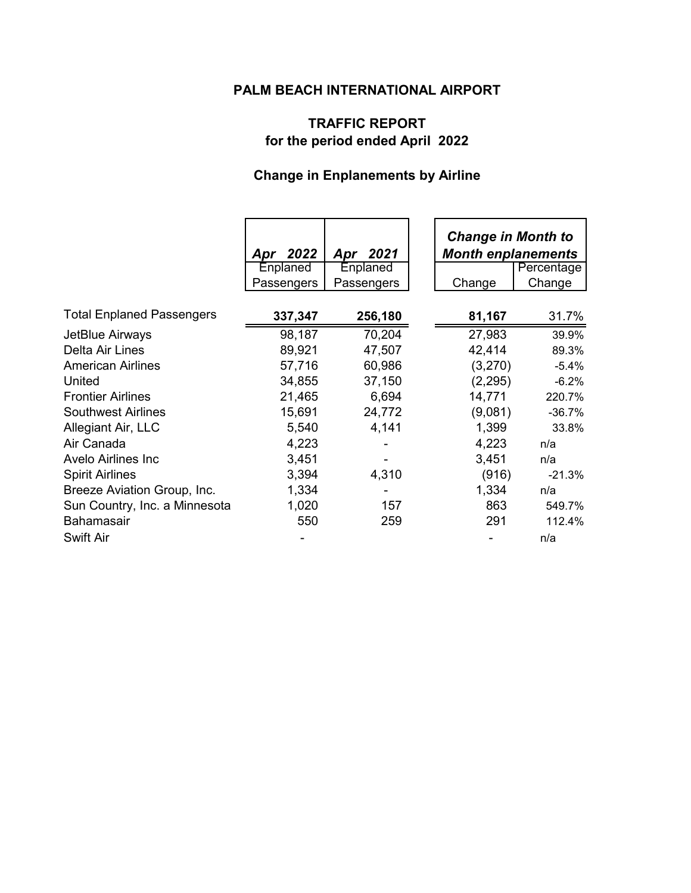# PALM BEACH INTERNATIONAL AIRPORT

## TRAFFIC REPORT
## for the period ended April 2022

### Change in Enplanements by Airline

| | *Apr 2022* | *Apr 2021* | ***Change in Month to Month enplanements*** | |
|---|---|---|---|---|
| | Enplaned Passengers | Enplaned Passengers | Change | Percentage Change |
| Total Enplaned Passengers | **337,347** | **256,180** | **81,167** | 31.7% |
| JetBlue Airways | 98,187 | 70,204 | 27,983 | 39.9% |
| Delta Air Lines | 89,921 | 47,507 | 42,414 | 89.3% |
| American Airlines | 57,716 | 60,986 | (3,270) | -5.4% |
| United | 34,855 | 37,150 | (2,295) | -6.2% |
| Frontier Airlines | 21,465 | 6,694 | 14,771 | 220.7% |
| Southwest Airlines | 15,691 | 24,772 | (9,081) | -36.7% |
| Allegiant Air, LLC | 5,540 | 4,141 | 1,399 | 33.8% |
| Air Canada | 4,223 | - | 4,223 | n/a |
| Avelo Airlines Inc | 3,451 | - | 3,451 | n/a |
| Spirit Airlines | 3,394 | 4,310 | (916) | -21.3% |
| Breeze Aviation Group, Inc. | 1,334 | - | 1,334 | n/a |
| Sun Country, Inc. a Minnesota | 1,020 | 157 | 863 | 549.7% |
| Bahamasair | 550 | 259 | 291 | 112.4% |
| Swift Air | - | | - | n/a |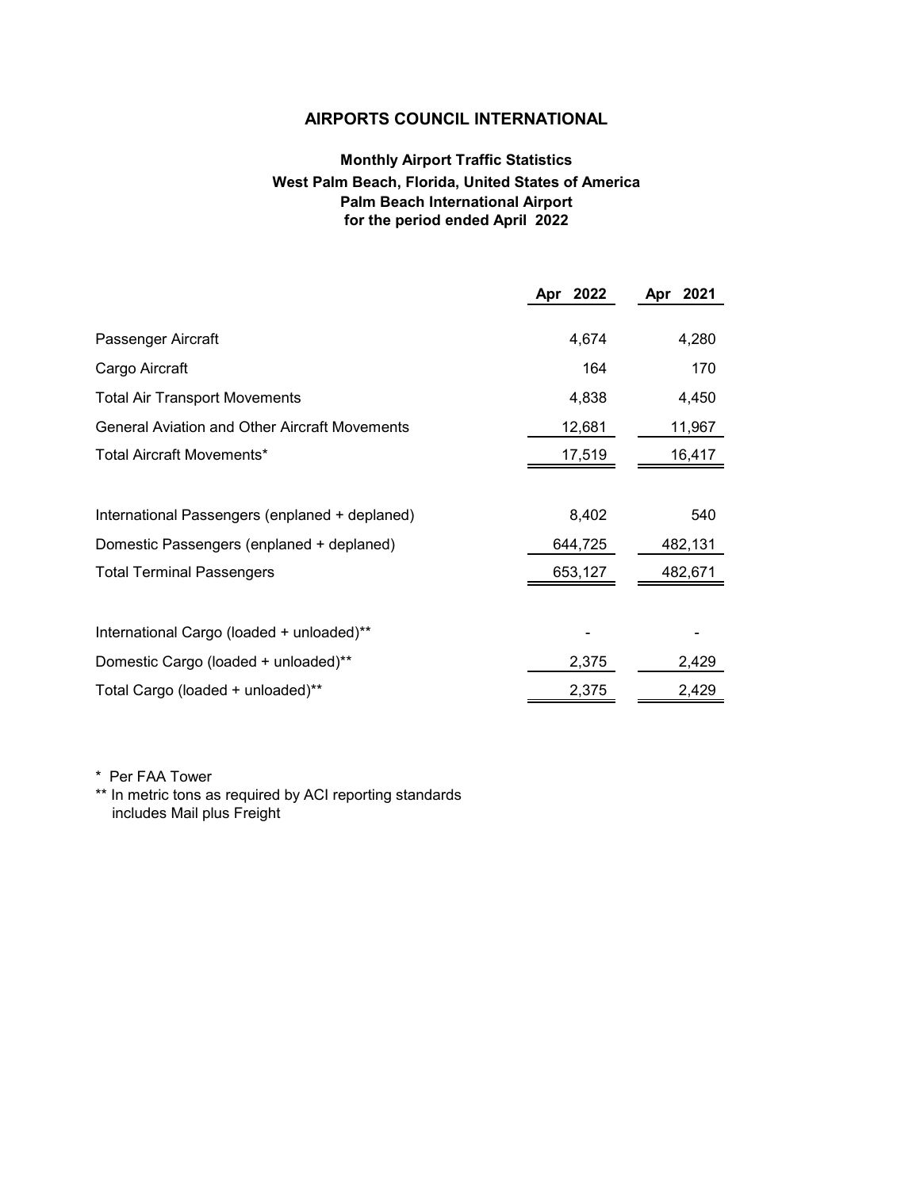# AIRPORTS COUNCIL INTERNATIONAL

## Monthly Airport Traffic Statistics
### West Palm Beach, Florida, United States of America
### Palm Beach International Airport
### for the period ended April 2022

| | Apr 2022 | Apr 2021 |
|---|---|---|
| Passenger Aircraft | 4,674 | 4,280 |
| Cargo Aircraft | 164 | 170 |
| Total Air Transport Movements | 4,838 | 4,450 |
| General Aviation and Other Aircraft Movements | 12,681 | 11,967 |
| Total Aircraft Movements* | 17,519 | 16,417 |
| | | |
| International Passengers (enplaned + deplaned) | 8,402 | 540 |
| Domestic Passengers (enplaned + deplaned) | 644,725 | 482,131 |
| Total Terminal Passengers | 653,127 | 482,671 |
| | | |
| International Cargo (loaded + unloaded)** | - | - |
| Domestic Cargo (loaded + unloaded)** | 2,375 | 2,429 |
| Total Cargo (loaded + unloaded)** | 2,375 | 2,429 |

\* Per FAA Tower

** In metric tons as required by ACI reporting standards
includes Mail plus Freight